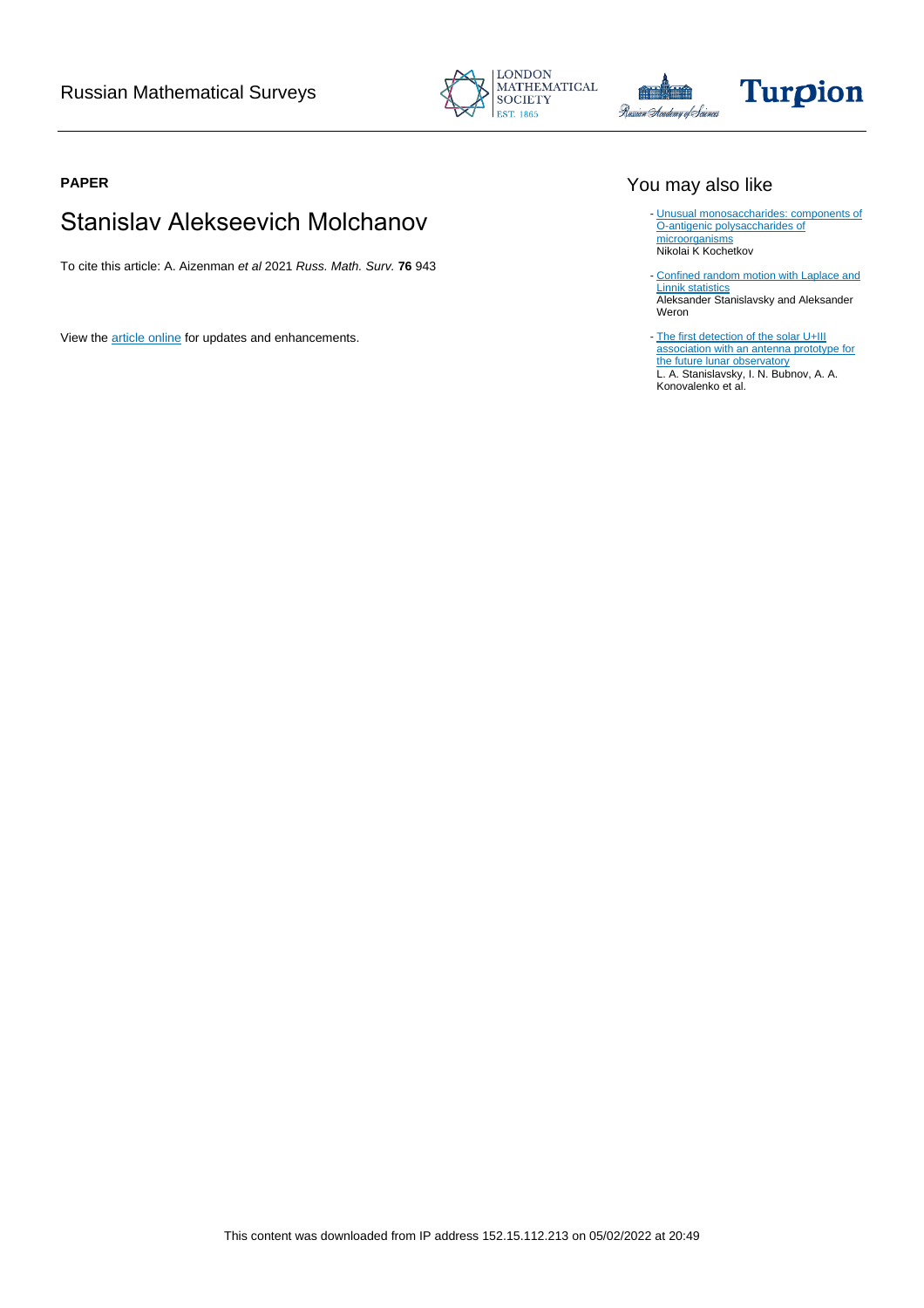**PAPER**

# Stanislav Alekseevich Molchanov

To cite this article: A. Aizenman *et al* 2021 *Russ. Math. Surv.* **76** 943

View the article online for updates and enhancements.

## You may also like

- Unusual monosaccharides: components of O-antigenic polysaccharides of microorganisms
Nikolai K Kochetkov

- Confined random motion with Laplace and Linnik statistics
Aleksander Stanislavsky and Aleksander Weron

- The first detection of the solar U+III association with an antenna prototype for the future lunar observatory
L. A. Stanislavsky, I. N. Bubnov, A. A. Konovalenko et al.

This content was downloaded from IP address 152.15.112.213 on 05/02/2022 at 20:49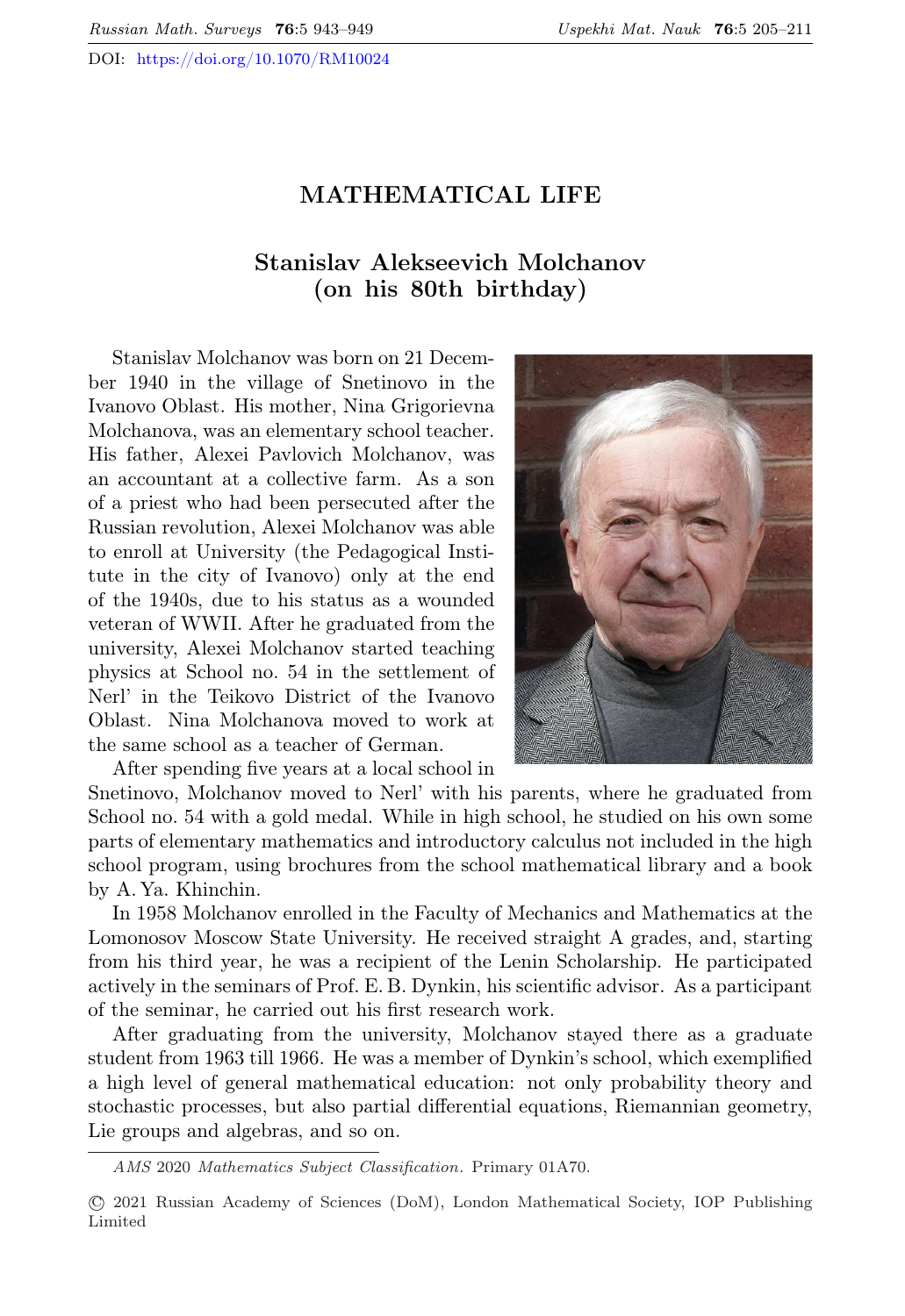# MATHEMATICAL LIFE

## Stanislav Alekseevich Molchanov (on his 80th birthday)

Stanislav Molchanov was born on 21 December 1940 in the village of Snetinovo in the Ivanovo Oblast. His mother, Nina Grigorievna Molchanova, was an elementary school teacher. His father, Alexei Pavlovich Molchanov, was an accountant at a collective farm. As a son of a priest who had been persecuted after the Russian revolution, Alexei Molchanov was able to enroll at University (the Pedagogical Institute in the city of Ivanovo) only at the end of the 1940s, due to his status as a wounded veteran of WWII. After he graduated from the university, Alexei Molchanov started teaching physics at School no. 54 in the settlement of Nerl' in the Teikovo District of the Ivanovo Oblast. Nina Molchanova moved to work at the same school as a teacher of German.

After spending five years at a local school in Snetinovo, Molchanov moved to Nerl' with his parents, where he graduated from School no. 54 with a gold medal. While in high school, he studied on his own some parts of elementary mathematics and introductory calculus not included in the high school program, using brochures from the school mathematical library and a book by A. Ya. Khinchin.

In 1958 Molchanov enrolled in the Faculty of Mechanics and Mathematics at the Lomonosov Moscow State University. He received straight A grades, and, starting from his third year, he was a recipient of the Lenin Scholarship. He participated actively in the seminars of Prof. E. B. Dynkin, his scientific advisor. As a participant of the seminar, he carried out his first research work.

After graduating from the university, Molchanov stayed there as a graduate student from 1963 till 1966. He was a member of Dynkin's school, which exemplified a high level of general mathematical education: not only probability theory and stochastic processes, but also partial differential equations, Riemannian geometry, Lie groups and algebras, and so on.

*AMS* 2020 *Mathematics Subject Classification.* Primary 01A70.

© 2021 Russian Academy of Sciences (DoM), London Mathematical Society, IOP Publishing Limited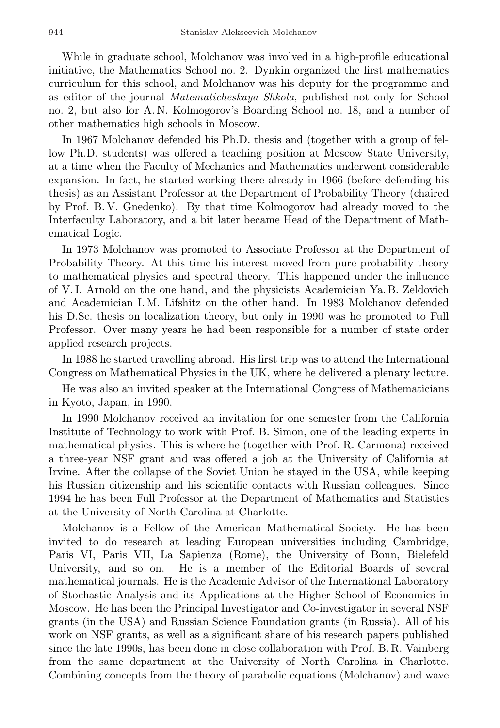While in graduate school, Molchanov was involved in a high-profile educational initiative, the Mathematics School no. 2. Dynkin organized the first mathematics curriculum for this school, and Molchanov was his deputy for the programme and as editor of the journal *Matematicheskaya Shkola*, published not only for School no. 2, but also for A. N. Kolmogorov's Boarding School no. 18, and a number of other mathematics high schools in Moscow.

In 1967 Molchanov defended his Ph.D. thesis and (together with a group of fellow Ph.D. students) was offered a teaching position at Moscow State University, at a time when the Faculty of Mechanics and Mathematics underwent considerable expansion. In fact, he started working there already in 1966 (before defending his thesis) as an Assistant Professor at the Department of Probability Theory (chaired by Prof. B. V. Gnedenko). By that time Kolmogorov had already moved to the Interfaculty Laboratory, and a bit later became Head of the Department of Mathematical Logic.

In 1973 Molchanov was promoted to Associate Professor at the Department of Probability Theory. At this time his interest moved from pure probability theory to mathematical physics and spectral theory. This happened under the influence of V. I. Arnold on the one hand, and the physicists Academician Ya. B. Zeldovich and Academician I. M. Lifshitz on the other hand. In 1983 Molchanov defended his D.Sc. thesis on localization theory, but only in 1990 was he promoted to Full Professor. Over many years he had been responsible for a number of state order applied research projects.

In 1988 he started travelling abroad. His first trip was to attend the International Congress on Mathematical Physics in the UK, where he delivered a plenary lecture.

He was also an invited speaker at the International Congress of Mathematicians in Kyoto, Japan, in 1990.

In 1990 Molchanov received an invitation for one semester from the California Institute of Technology to work with Prof. B. Simon, one of the leading experts in mathematical physics. This is where he (together with Prof. R. Carmona) received a three-year NSF grant and was offered a job at the University of California at Irvine. After the collapse of the Soviet Union he stayed in the USA, while keeping his Russian citizenship and his scientific contacts with Russian colleagues. Since 1994 he has been Full Professor at the Department of Mathematics and Statistics at the University of North Carolina at Charlotte.

Molchanov is a Fellow of the American Mathematical Society. He has been invited to do research at leading European universities including Cambridge, Paris VI, Paris VII, La Sapienza (Rome), the University of Bonn, Bielefeld University, and so on. He is a member of the Editorial Boards of several mathematical journals. He is the Academic Advisor of the International Laboratory of Stochastic Analysis and its Applications at the Higher School of Economics in Moscow. He has been the Principal Investigator and Co-investigator in several NSF grants (in the USA) and Russian Science Foundation grants (in Russia). All of his work on NSF grants, as well as a significant share of his research papers published since the late 1990s, has been done in close collaboration with Prof. B. R. Vainberg from the same department at the University of North Carolina in Charlotte. Combining concepts from the theory of parabolic equations (Molchanov) and wave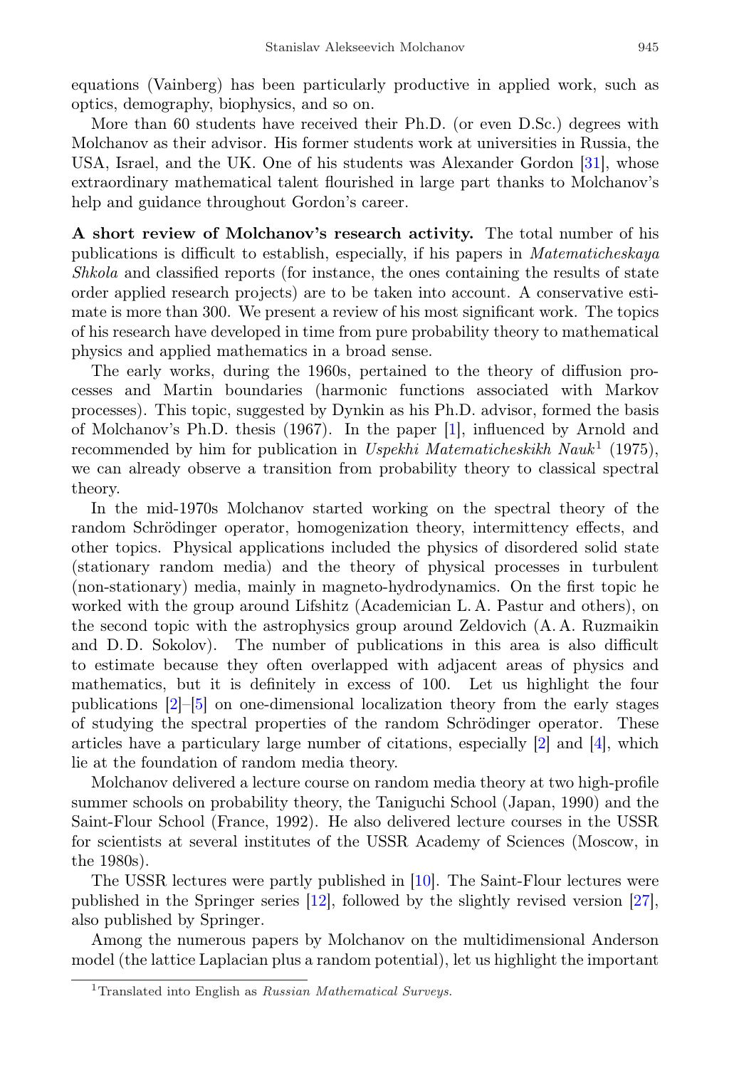equations (Vainberg) has been particularly productive in applied work, such as optics, demography, biophysics, and so on.

More than 60 students have received their Ph.D. (or even D.Sc.) degrees with Molchanov as their advisor. His former students work at universities in Russia, the USA, Israel, and the UK. One of his students was Alexander Gordon [31], whose extraordinary mathematical talent flourished in large part thanks to Molchanov's help and guidance throughout Gordon's career.

**A short review of Molchanov's research activity.** The total number of his publications is difficult to establish, especially, if his papers in *Matematicheskaya Shkola* and classified reports (for instance, the ones containing the results of state order applied research projects) are to be taken into account. A conservative estimate is more than 300. We present a review of his most significant work. The topics of his research have developed in time from pure probability theory to mathematical physics and applied mathematics in a broad sense.

The early works, during the 1960s, pertained to the theory of diffusion processes and Martin boundaries (harmonic functions associated with Markov processes). This topic, suggested by Dynkin as his Ph.D. advisor, formed the basis of Molchanov's Ph.D. thesis (1967). In the paper [1], influenced by Arnold and recommended by him for publication in *Uspekhi Matematicheskikh Nauk*[1] (1975), we can already observe a transition from probability theory to classical spectral theory.

In the mid-1970s Molchanov started working on the spectral theory of the random Schrödinger operator, homogenization theory, intermittency effects, and other topics. Physical applications included the physics of disordered solid state (stationary random media) and the theory of physical processes in turbulent (non-stationary) media, mainly in magneto-hydrodynamics. On the first topic he worked with the group around Lifshitz (Academician L. A. Pastur and others), on the second topic with the astrophysics group around Zeldovich (A. A. Ruzmaikin and D. D. Sokolov). The number of publications in this area is also difficult to estimate because they often overlapped with adjacent areas of physics and mathematics, but it is definitely in excess of 100. Let us highlight the four publications [2]–[5] on one-dimensional localization theory from the early stages of studying the spectral properties of the random Schrödinger operator. These articles have a particular large number of citations, especially [2] and [4], which lie at the foundation of random media theory.

Molchanov delivered a lecture course on random media theory at two high-profile summer schools on probability theory, the Taniguchi School (Japan, 1990) and the Saint-Flour School (France, 1992). He also delivered lecture courses in the USSR for scientists at several institutes of the USSR Academy of Sciences (Moscow, in the 1980s).

The USSR lectures were partly published in [10]. The Saint-Flour lectures were published in the Springer series [12], followed by the slightly revised version [27], also published by Springer.

Among the numerous papers by Molchanov on the multidimensional Anderson model (the lattice Laplacian plus a random potential), let us highlight the important

[1] Translated into English as *Russian Mathematical Surveys*.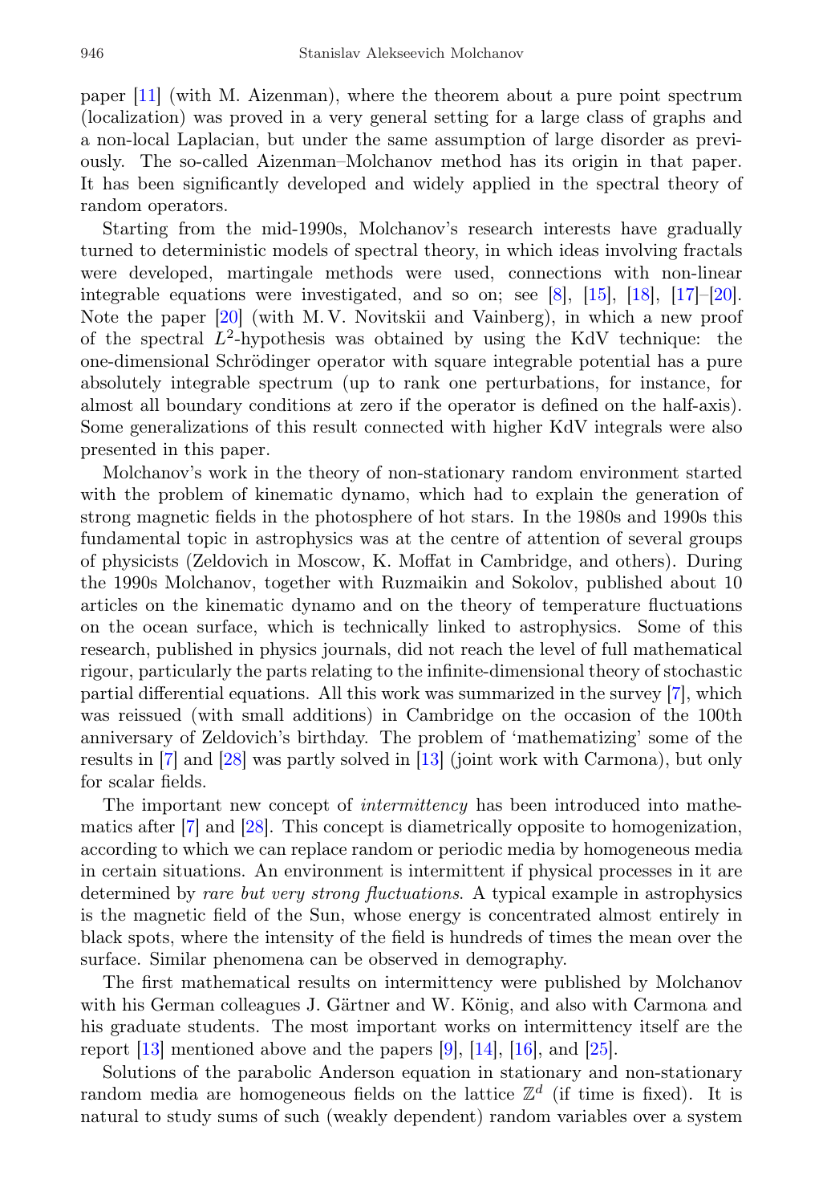paper [11] (with M. Aizenman), where the theorem about a pure point spectrum (localization) was proved in a very general setting for a large class of graphs and a non-local Laplacian, but under the same assumption of large disorder as previously. The so-called Aizenman–Molchanov method has its origin in that paper. It has been significantly developed and widely applied in the spectral theory of random operators.

Starting from the mid-1990s, Molchanov's research interests have gradually turned to deterministic models of spectral theory, in which ideas involving fractals were developed, martingale methods were used, connections with non-linear integrable equations were investigated, and so on; see [8], [15], [18], [17]–[20]. Note the paper [20] (with M. V. Novitskii and Vainberg), in which a new proof of the spectral $L^2$-hypothesis was obtained by using the KdV technique: the one-dimensional Schrödinger operator with square integrable potential has a pure absolutely integrable spectrum (up to rank one perturbations, for instance, for almost all boundary conditions at zero if the operator is defined on the half-axis). Some generalizations of this result connected with higher KdV integrals were also presented in this paper.

Molchanov's work in the theory of non-stationary random environment started with the problem of kinematic dynamo, which had to explain the generation of strong magnetic fields in the photosphere of hot stars. In the 1980s and 1990s this fundamental topic in astrophysics was at the centre of attention of several groups of physicists (Zeldovich in Moscow, K. Moffat in Cambridge, and others). During the 1990s Molchanov, together with Ruzmaikin and Sokolov, published about 10 articles on the kinematic dynamo and on the theory of temperature fluctuations on the ocean surface, which is technically linked to astrophysics. Some of this research, published in physics journals, did not reach the level of full mathematical rigour, particularly the parts relating to the infinite-dimensional theory of stochastic partial differential equations. All this work was summarized in the survey [7], which was reissued (with small additions) in Cambridge on the occasion of the 100th anniversary of Zeldovich's birthday. The problem of 'mathematizing' some of the results in [7] and [28] was partly solved in [13] (joint work with Carmona), but only for scalar fields.

The important new concept of *intermittency* has been introduced into mathematics after [7] and [28]. This concept is diametrically opposite to homogenization, according to which we can replace random or periodic media by homogeneous media in certain situations. An environment is intermittent if physical processes in it are determined by *rare but very strong fluctuations*. A typical example in astrophysics is the magnetic field of the Sun, whose energy is concentrated almost entirely in black spots, where the intensity of the field is hundreds of times the mean over the surface. Similar phenomena can be observed in demography.

The first mathematical results on intermittency were published by Molchanov with his German colleagues J. Gärtner and W. König, and also with Carmona and his graduate students. The most important works on intermittency itself are the report [13] mentioned above and the papers [9], [14], [16], and [25].

Solutions of the parabolic Anderson equation in stationary and non-stationary random media are homogeneous fields on the lattice $\mathbb{Z}^d$ (if time is fixed). It is natural to study sums of such (weakly dependent) random variables over a system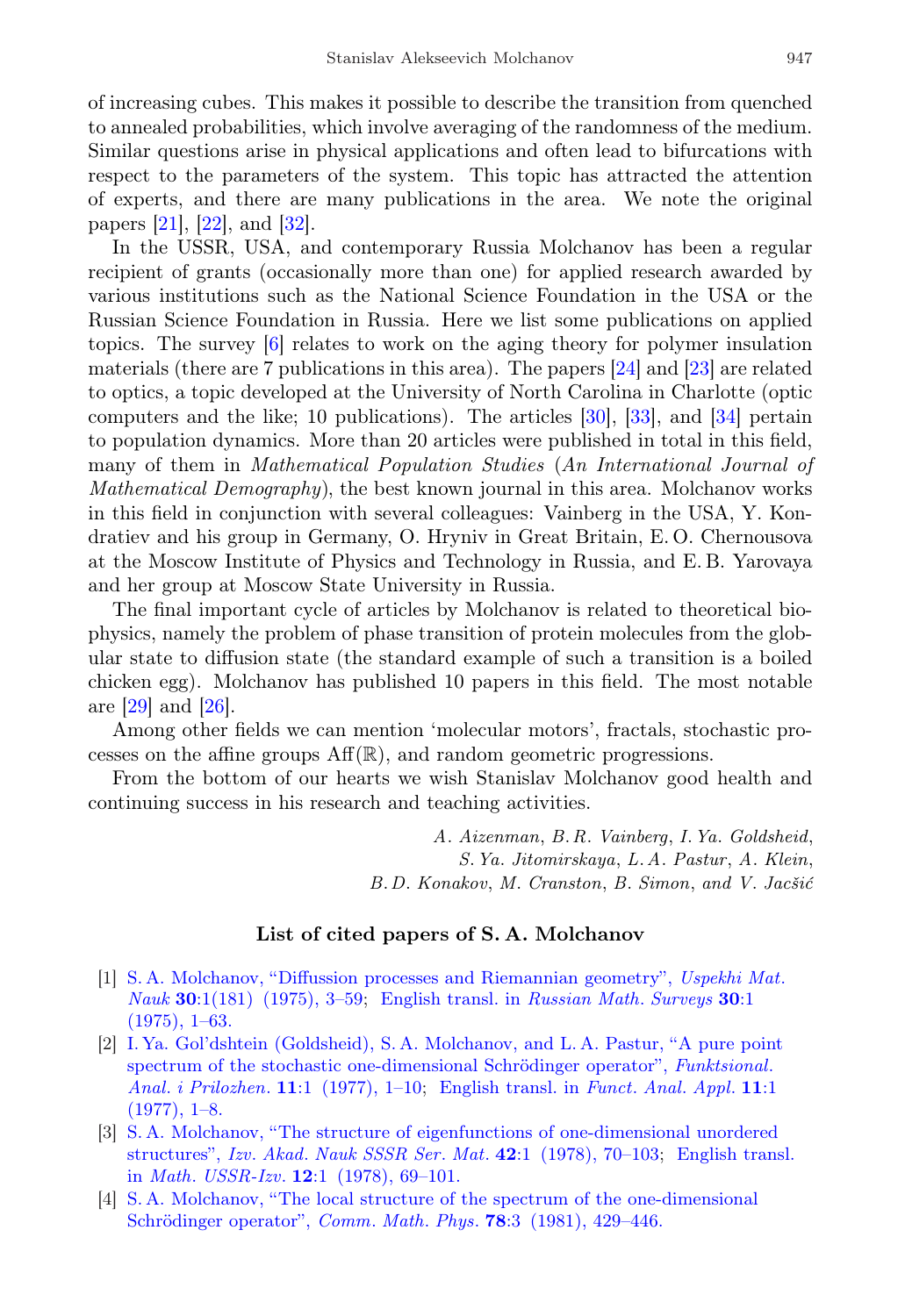of increasing cubes. This makes it possible to describe the transition from quenched to annealed probabilities, which involve averaging of the randomness of the medium. Similar questions arise in physical applications and often lead to bifurcations with respect to the parameters of the system. This topic has attracted the attention of experts, and there are many publications in the area. We note the original papers [21], [22], and [32].

In the USSR, USA, and contemporary Russia Molchanov has been a regular recipient of grants (occasionally more than one) for applied research awarded by various institutions such as the National Science Foundation in the USA or the Russian Science Foundation in Russia. Here we list some publications on applied topics. The survey [6] relates to work on the aging theory for polymer insulation materials (there are 7 publications in this area). The papers [24] and [23] are related to optics, a topic developed at the University of North Carolina in Charlotte (optic computers and the like; 10 publications). The articles [30], [33], and [34] pertain to population dynamics. More than 20 articles were published in total in this field, many of them in *Mathematical Population Studies* (*An International Journal of Mathematical Demography*), the best known journal in this area. Molchanov works in this field in conjunction with several colleagues: Vainberg in the USA, Y. Kondratiev and his group in Germany, O. Hryniv in Great Britain, E. O. Chernousova at the Moscow Institute of Physics and Technology in Russia, and E. B. Yarovaya and her group at Moscow State University in Russia.

The final important cycle of articles by Molchanov is related to theoretical biophysics, namely the problem of phase transition of protein molecules from the globular state to diffusion state (the standard example of such a transition is a boiled chicken egg). Molchanov has published 10 papers in this field. The most notable are [29] and [26].

Among other fields we can mention 'molecular motors', fractals, stochastic processes on the affine groups $\mathrm{Aff}(\mathbb{R})$, and random geometric progressions.

From the bottom of our hearts we wish Stanislav Molchanov good health and continuing success in his research and teaching activities.

*A. Aizenman*, *B. R. Vainberg*, *I. Ya. Goldsheid*,
*S. Ya. Jitomirskaya*, *L. A. Pastur*, *A. Klein*,
*B. D. Konakov*, *M. Cranston*, *B. Simon*, *and V. Jacšić*

## List of cited papers of S. A. Molchanov

[1] S. A. Molchanov, "Diffussion processes and Riemannian geometry", *Uspekhi Mat. Nauk* **30**:1(181) (1975), 3–59; English transl. in *Russian Math. Surveys* **30**:1 (1975), 1–63.

[2] I. Ya. Gol'dshtein (Goldsheid), S. A. Molchanov, and L. A. Pastur, "A pure point spectrum of the stochastic one-dimensional Schrödinger operator", *Funktsional. Anal. i Prilozhen.* **11**:1 (1977), 1–10; English transl. in *Funct. Anal. Appl.* **11**:1 (1977), 1–8.

[3] S. A. Molchanov, "The structure of eigenfunctions of one-dimensional unordered structures", *Izv. Akad. Nauk SSSR Ser. Mat.* **42**:1 (1978), 70–103; English transl. in *Math. USSR-Izv.* **12**:1 (1978), 69–101.

[4] S. A. Molchanov, "The local structure of the spectrum of the one-dimensional Schrödinger operator", *Comm. Math. Phys.* **78**:3 (1981), 429–446.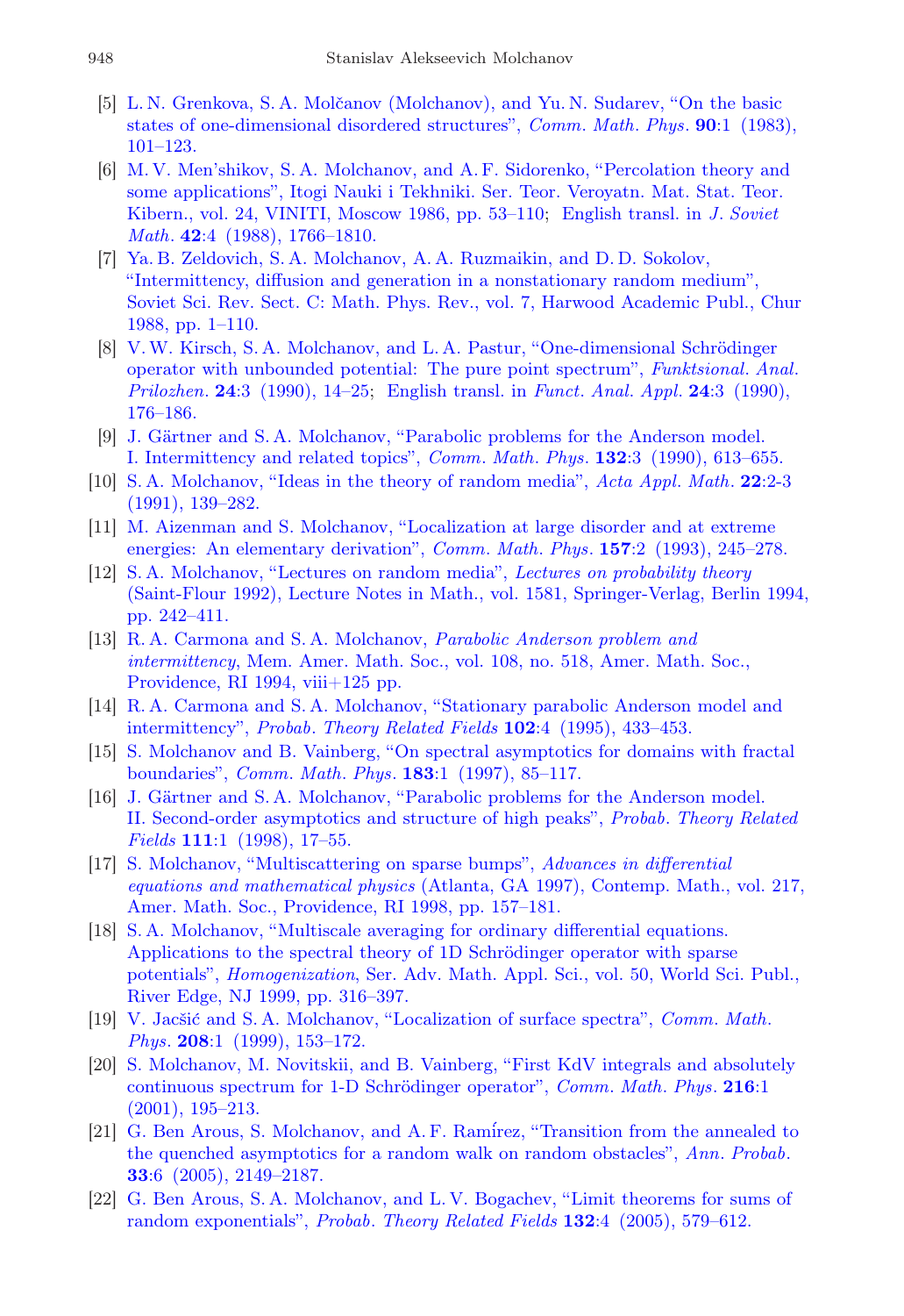[5] L. N. Grenkova, S. A. Molčanov (Molchanov), and Yu. N. Sudarev, "On the basic states of one-dimensional disordered structures", *Comm. Math. Phys.* **90**:1 (1983), 101–123.

[6] M. V. Men'shikov, S. A. Molchanov, and A. F. Sidorenko, "Percolation theory and some applications", Itogi Nauki i Tekhniki. Ser. Teor. Veroyatn. Mat. Stat. Teor. Kibern., vol. 24, VINITI, Moscow 1986, pp. 53–110; English transl. in *J. Soviet Math.* **42**:4 (1988), 1766–1810.

[7] Ya. B. Zeldovich, S. A. Molchanov, A. A. Ruzmaikin, and D. D. Sokolov, "Intermittency, diffusion and generation in a nonstationary random medium", Soviet Sci. Rev. Sect. C: Math. Phys. Rev., vol. 7, Harwood Academic Publ., Chur 1988, pp. 1–110.

[8] V. W. Kirsch, S. A. Molchanov, and L. A. Pastur, "One-dimensional Schrödinger operator with unbounded potential: The pure point spectrum", *Funktsional. Anal. Prilozhen.* **24**:3 (1990), 14–25; English transl. in *Funct. Anal. Appl.* **24**:3 (1990), 176–186.

[9] J. Gärtner and S. A. Molchanov, "Parabolic problems for the Anderson model. I. Intermittency and related topics", *Comm. Math. Phys.* **132**:3 (1990), 613–655.

[10] S. A. Molchanov, "Ideas in the theory of random media", *Acta Appl. Math.* **22**:2-3 (1991), 139–282.

[11] M. Aizenman and S. Molchanov, "Localization at large disorder and at extreme energies: An elementary derivation", *Comm. Math. Phys.* **157**:2 (1993), 245–278.

[12] S. A. Molchanov, "Lectures on random media", *Lectures on probability theory* (Saint-Flour 1992), Lecture Notes in Math., vol. 1581, Springer-Verlag, Berlin 1994, pp. 242–411.

[13] R. A. Carmona and S. A. Molchanov, *Parabolic Anderson problem and intermittency*, Mem. Amer. Math. Soc., vol. 108, no. 518, Amer. Math. Soc., Providence, RI 1994, viii+125 pp.

[14] R. A. Carmona and S. A. Molchanov, "Stationary parabolic Anderson model and intermittency", *Probab. Theory Related Fields* **102**:4 (1995), 433–453.

[15] S. Molchanov and B. Vainberg, "On spectral asymptotics for domains with fractal boundaries", *Comm. Math. Phys.* **183**:1 (1997), 85–117.

[16] J. Gärtner and S. A. Molchanov, "Parabolic problems for the Anderson model. II. Second-order asymptotics and structure of high peaks", *Probab. Theory Related Fields* **111**:1 (1998), 17–55.

[17] S. Molchanov, "Multiscattering on sparse bumps", *Advances in differential equations and mathematical physics* (Atlanta, GA 1997), Contemp. Math., vol. 217, Amer. Math. Soc., Providence, RI 1998, pp. 157–181.

[18] S. A. Molchanov, "Multiscale averaging for ordinary differential equations. Applications to the spectral theory of 1D Schrödinger operator with sparse potentials", *Homogenization*, Ser. Adv. Math. Appl. Sci., vol. 50, World Sci. Publ., River Edge, NJ 1999, pp. 316–397.

[19] V. Jacšić and S. A. Molchanov, "Localization of surface spectra", *Comm. Math. Phys.* **208**:1 (1999), 153–172.

[20] S. Molchanov, M. Novitskii, and B. Vainberg, "First KdV integrals and absolutely continuous spectrum for 1-D Schrödinger operator", *Comm. Math. Phys.* **216**:1 (2001), 195–213.

[21] G. Ben Arous, S. Molchanov, and A. F. Ramírez, "Transition from the annealed to the quenched asymptotics for a random walk on random obstacles", *Ann. Probab.* **33**:6 (2005), 2149–2187.

[22] G. Ben Arous, S. A. Molchanov, and L. V. Bogachev, "Limit theorems for sums of random exponentials", *Probab. Theory Related Fields* **132**:4 (2005), 579–612.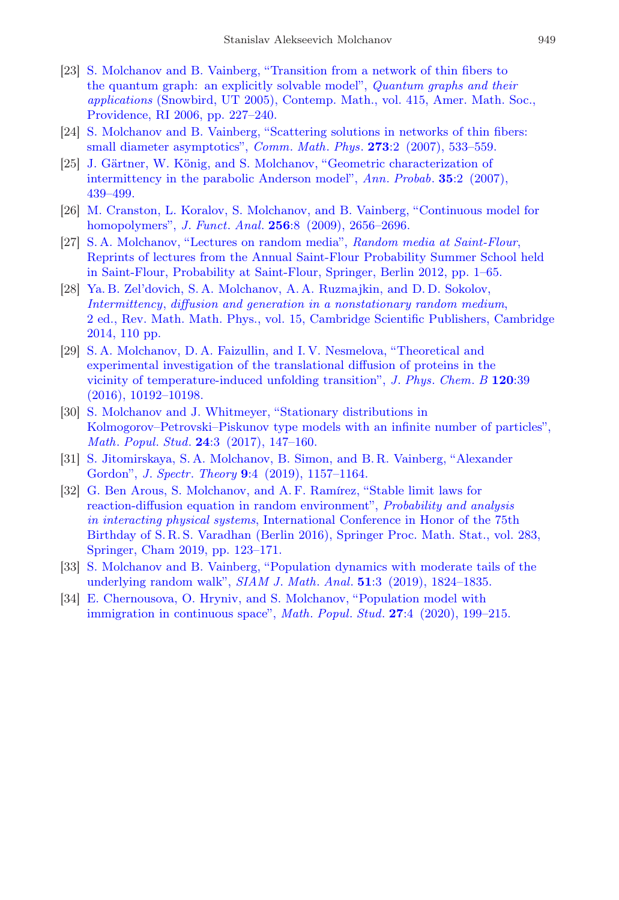[23] S. Molchanov and B. Vainberg, "Transition from a network of thin fibers to the quantum graph: an explicitly solvable model", *Quantum graphs and their applications* (Snowbird, UT 2005), Contemp. Math., vol. 415, Amer. Math. Soc., Providence, RI 2006, pp. 227–240.

[24] S. Molchanov and B. Vainberg, "Scattering solutions in networks of thin fibers: small diameter asymptotics", *Comm. Math. Phys.* **273**:2 (2007), 533–559.

[25] J. Gärtner, W. König, and S. Molchanov, "Geometric characterization of intermittency in the parabolic Anderson model", *Ann. Probab.* **35**:2 (2007), 439–499.

[26] M. Cranston, L. Koralov, S. Molchanov, and B. Vainberg, "Continuous model for homopolymers", *J. Funct. Anal.* **256**:8 (2009), 2656–2696.

[27] S. A. Molchanov, "Lectures on random media", *Random media at Saint-Flour*, Reprints of lectures from the Annual Saint-Flour Probability Summer School held in Saint-Flour, Probability at Saint-Flour, Springer, Berlin 2012, pp. 1–65.

[28] Ya. B. Zel'dovich, S. A. Molchanov, A. A. Ruzmajkin, and D. D. Sokolov, *Intermittency, diffusion and generation in a nonstationary random medium*, 2 ed., Rev. Math. Math. Phys., vol. 15, Cambridge Scientific Publishers, Cambridge 2014, 110 pp.

[29] S. A. Molchanov, D. A. Faizullin, and I. V. Nesmelova, "Theoretical and experimental investigation of the translational diffusion of proteins in the vicinity of temperature-induced unfolding transition", *J. Phys. Chem. B* **120**:39 (2016), 10192–10198.

[30] S. Molchanov and J. Whitmeyer, "Stationary distributions in Kolmogorov–Petrovski–Piskunov type models with an infinite number of particles", *Math. Popul. Stud.* **24**:3 (2017), 147–160.

[31] S. Jitomirskaya, S. A. Molchanov, B. Simon, and B. R. Vainberg, "Alexander Gordon", *J. Spectr. Theory* **9**:4 (2019), 1157–1164.

[32] G. Ben Arous, S. Molchanov, and A. F. Ramírez, "Stable limit laws for reaction-diffusion equation in random environment", *Probability and analysis in interacting physical systems*, International Conference in Honor of the 75th Birthday of S. R. S. Varadhan (Berlin 2016), Springer Proc. Math. Stat., vol. 283, Springer, Cham 2019, pp. 123–171.

[33] S. Molchanov and B. Vainberg, "Population dynamics with moderate tails of the underlying random walk", *SIAM J. Math. Anal.* **51**:3 (2019), 1824–1835.

[34] E. Chernousova, O. Hryniv, and S. Molchanov, "Population model with immigration in continuous space", *Math. Popul. Stud.* **27**:4 (2020), 199–215.